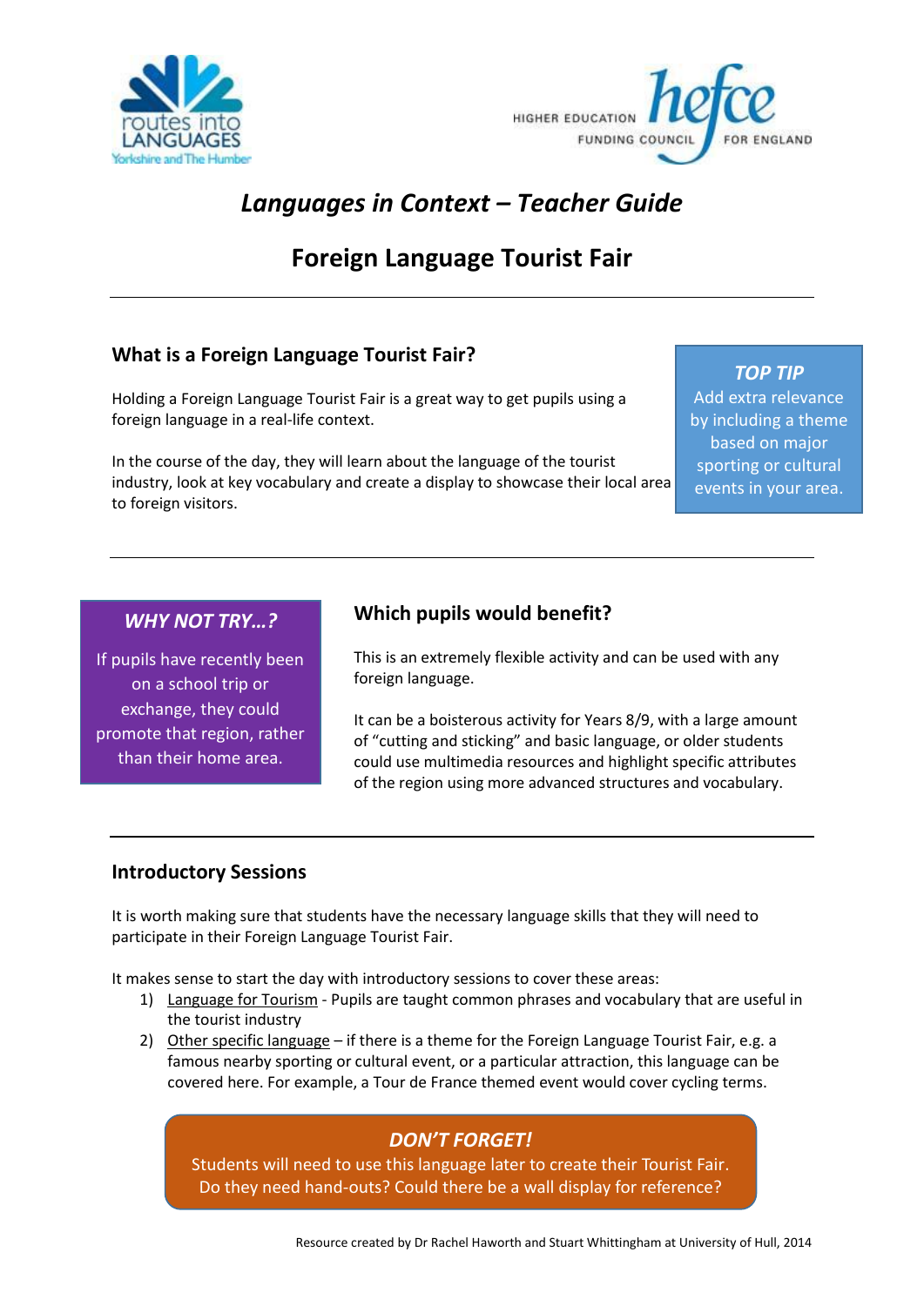routes into LANGUAGES Yorkshire and The Humber

HIGHER EDUCATION FUNDING COUNCIL FOR ENGLAND hefce

# *Languages in Context – Teacher Guide*

# Foreign Language Tourist Fair

---

## What is a Foreign Language Tourist Fair?

Holding a Foreign Language Tourist Fair is a great way to get pupils using a foreign language in a real-life context.

In the course of the day, they will learn about the language of the tourist industry, look at key vocabulary and create a display to showcase their local area to foreign visitors.

> ***TOP TIP***
> Add extra relevance by including a theme based on major sporting or cultural events in your area.

---

> ***WHY NOT TRY…?***
> If pupils have recently been on a school trip or exchange, they could promote that region, rather than their home area.

## Which pupils would benefit?

This is an extremely flexible activity and can be used with any foreign language.

It can be a boisterous activity for Years 8/9, with a large amount of "cutting and sticking" and basic language, or older students could use multimedia resources and highlight specific attributes of the region using more advanced structures and vocabulary.

---

## Introductory Sessions

It is worth making sure that students have the necessary language skills that they will need to participate in their Foreign Language Tourist Fair.

It makes sense to start the day with introductory sessions to cover these areas:

1) Language for Tourism - Pupils are taught common phrases and vocabulary that are useful in the tourist industry
2) Other specific language – if there is a theme for the Foreign Language Tourist Fair, e.g. a famous nearby sporting or cultural event, or a particular attraction, this language can be covered here. For example, a Tour de France themed event would cover cycling terms.

> ***DON'T FORGET!***
> Students will need to use this language later to create their Tourist Fair. Do they need hand-outs? Could there be a wall display for reference?

Resource created by Dr Rachel Haworth and Stuart Whittingham at University of Hull, 2014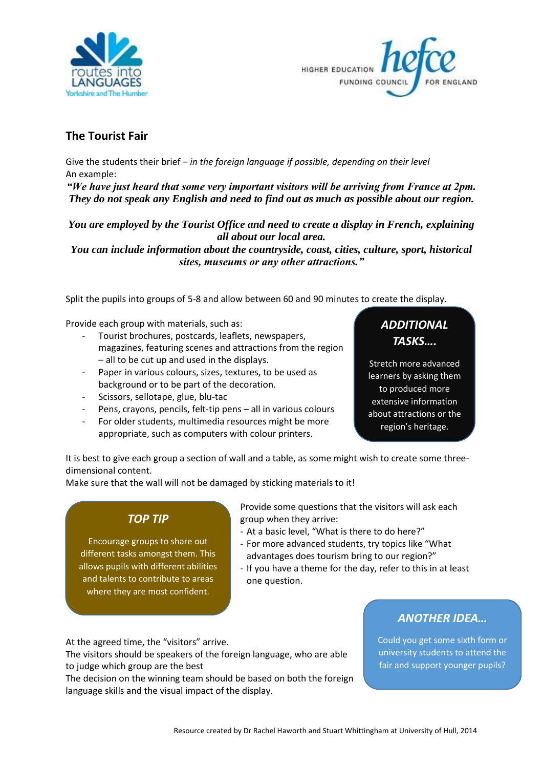## The Tourist Fair

Give the students their brief – *in the foreign language if possible, depending on their level*
An example:

***"We have just heard that some very important visitors will be arriving from France at 2pm. They do not speak any English and need to find out as much as possible about our region.***

***You are employed by the Tourist Office and need to create a display in French, explaining all about our local area.***
***You can include information about the countryside, coast, cities, culture, sport, historical sites, museums or any other attractions."***

Split the pupils into groups of 5-8 and allow between 60 and 90 minutes to create the display.

Provide each group with materials, such as:

- Tourist brochures, postcards, leaflets, newspapers, magazines, featuring scenes and attractions from the region – all to be cut up and used in the displays.
- Paper in various colours, sizes, textures, to be used as background or to be part of the decoration.
- Scissors, sellotape, glue, blu-tac
- Pens, crayons, pencils, felt-tip pens – all in various colours
- For older students, multimedia resources might be more appropriate, such as computers with colour printers.

> ***ADDITIONAL TASKS….***
>
> Stretch more advanced learners by asking them to produced more extensive information about attractions or the region's heritage.

It is best to give each group a section of wall and a table, as some might wish to create some three-dimensional content.
Make sure that the wall will not be damaged by sticking materials to it!

> ***TOP TIP***
>
> Encourage groups to share out different tasks amongst them. This allows pupils with different abilities and talents to contribute to areas where they are most confident.

Provide some questions that the visitors will ask each group when they arrive:

- At a basic level, "What is there to do here?"
- For more advanced students, try topics like "What advantages does tourism bring to our region?"
- If you have a theme for the day, refer to this in at least one question.

> ***ANOTHER IDEA…***
>
> Could you get some sixth form or university students to attend the fair and support younger pupils?

At the agreed time, the "visitors" arrive.
The visitors should be speakers of the foreign language, who are able to judge which group are the best
The decision on the winning team should be based on both the foreign language skills and the visual impact of the display.

Resource created by Dr Rachel Haworth and Stuart Whittingham at University of Hull, 2014